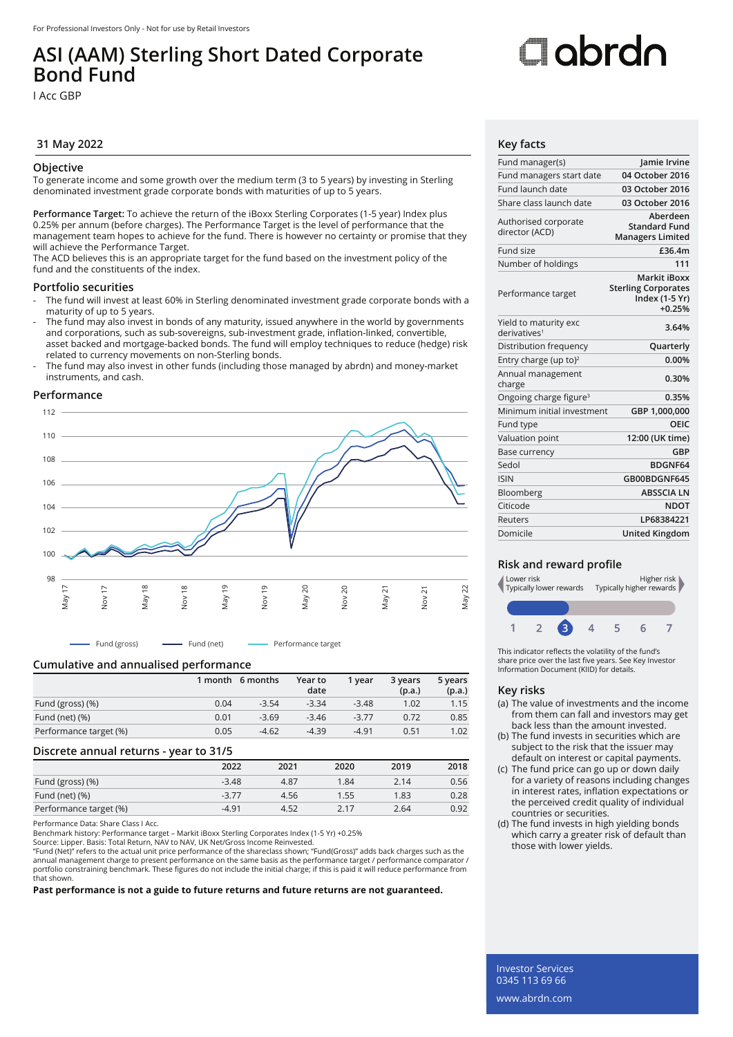For Professional Investors Only - Not for use by Retail Investors

# ASI (AAM) Sterling Short Dated Corporate Bond Fund

I Acc GBP

abrdn

## 31 May 2022

### Objective

To generate income and some growth over the medium term (3 to 5 years) by investing in Sterling denominated investment grade corporate bonds with maturities of up to 5 years.

**Performance Target:** To achieve the return of the iBoxx Sterling Corporates (1-5 year) Index plus 0.25% per annum (before charges). The Performance Target is the level of performance that the management team hopes to achieve for the fund. There is however no certainty or promise that they will achieve the Performance Target.
The ACD believes this is an appropriate target for the fund based on the investment policy of the fund and the constituents of the index.

### Portfolio securities

- The fund will invest at least 60% in Sterling denominated investment grade corporate bonds with a maturity of up to 5 years.
- The fund may also invest in bonds of any maturity, issued anywhere in the world by governments and corporations, such as sub-sovereigns, sub-investment grade, inflation-linked, convertible, asset backed and mortgage-backed bonds. The fund will employ techniques to reduce (hedge) risk related to currency movements on non-Sterling bonds.
- The fund may also invest in other funds (including those managed by abrdn) and money-market instruments, and cash.

### Performance

Fund (gross) — Fund (net) — Performance target

### Cumulative and annualised performance

| | 1 month | 6 months | Year to date | 1 year | 3 years (p.a.) | 5 years (p.a.) |
|---|---|---|---|---|---|---|
| Fund (gross) (%) | 0.04 | -3.54 | -3.34 | -3.48 | 1.02 | 1.15 |
| Fund (net) (%) | 0.01 | -3.69 | -3.46 | -3.77 | 0.72 | 0.85 |
| Performance target (%) | 0.05 | -4.62 | -4.39 | -4.91 | 0.51 | 1.02 |

### Discrete annual returns - year to 31/5

| | 2022 | 2021 | 2020 | 2019 | 2018 |
|---|---|---|---|---|---|
| Fund (gross) (%) | -3.48 | 4.87 | 1.84 | 2.14 | 0.56 |
| Fund (net) (%) | -3.77 | 4.56 | 1.55 | 1.83 | 0.28 |
| Performance target (%) | -4.91 | 4.52 | 2.17 | 2.64 | 0.92 |

Performance Data: Share Class I Acc.
Benchmark history: Performance target – Markit iBoxx Sterling Corporates Index (1-5 Yr) +0.25%
Source: Lipper. Basis: Total Return, NAV to NAV, UK Net/Gross Income Reinvested.
"Fund (Net)" refers to the actual unit price performance of the shareclass shown; "Fund(Gross)" adds back charges such as the annual management charge to present performance on the same basis as the performance target / performance comparator / portfolio constraining benchmark. These figures do not include the initial charge; if this is paid it will reduce performance from that shown.

**Past performance is not a guide to future returns and future returns are not guaranteed.**

### Key facts

| | |
|---|---|
| Fund manager(s) | Jamie Irvine |
| Fund managers start date | 04 October 2016 |
| Fund launch date | 03 October 2016 |
| Share class launch date | 03 October 2016 |
| Authorised corporate director (ACD) | Aberdeen Standard Fund Managers Limited |
| Fund size | £36.4m |
| Number of holdings | 111 |
| Performance target | Markit iBoxx Sterling Corporates Index (1-5 Yr) +0.25% |
| Yield to maturity exc derivatives[1] | 3.64% |
| Distribution frequency | Quarterly |
| Entry charge (up to)[2] | 0.00% |
| Annual management charge | 0.30% |
| Ongoing charge figure[3] | 0.35% |
| Minimum initial investment | GBP 1,000,000 |
| Fund type | OEIC |
| Valuation point | 12:00 (UK time) |
| Base currency | GBP |
| Sedol | BDGNF64 |
| ISIN | GB00BDGNF645 |
| Bloomberg | ABSSCIA LN |
| Citicode | NDOT |
| Reuters | LP68384221 |
| Domicile | United Kingdom |

### Risk and reward profile

Lower risk — Typically lower rewards | Higher risk — Typically higher rewards

1 2 **3** 4 5 6 7

This indicator reflects the volatility of the fund's share price over the last five years. See Key Investor Information Document (KIID) for details.

### Key risks

(a) The value of investments and the income from them can fall and investors may get back less than the amount invested.
(b) The fund invests in securities which are subject to the risk that the issuer may default on interest or capital payments.
(c) The fund price can go up or down daily for a variety of reasons including changes in interest rates, inflation expectations or the perceived credit quality of individual countries or securities.
(d) The fund invests in high yielding bonds which carry a greater risk of default than those with lower yields.

Investor Services
0345 113 69 66
www.abrdn.com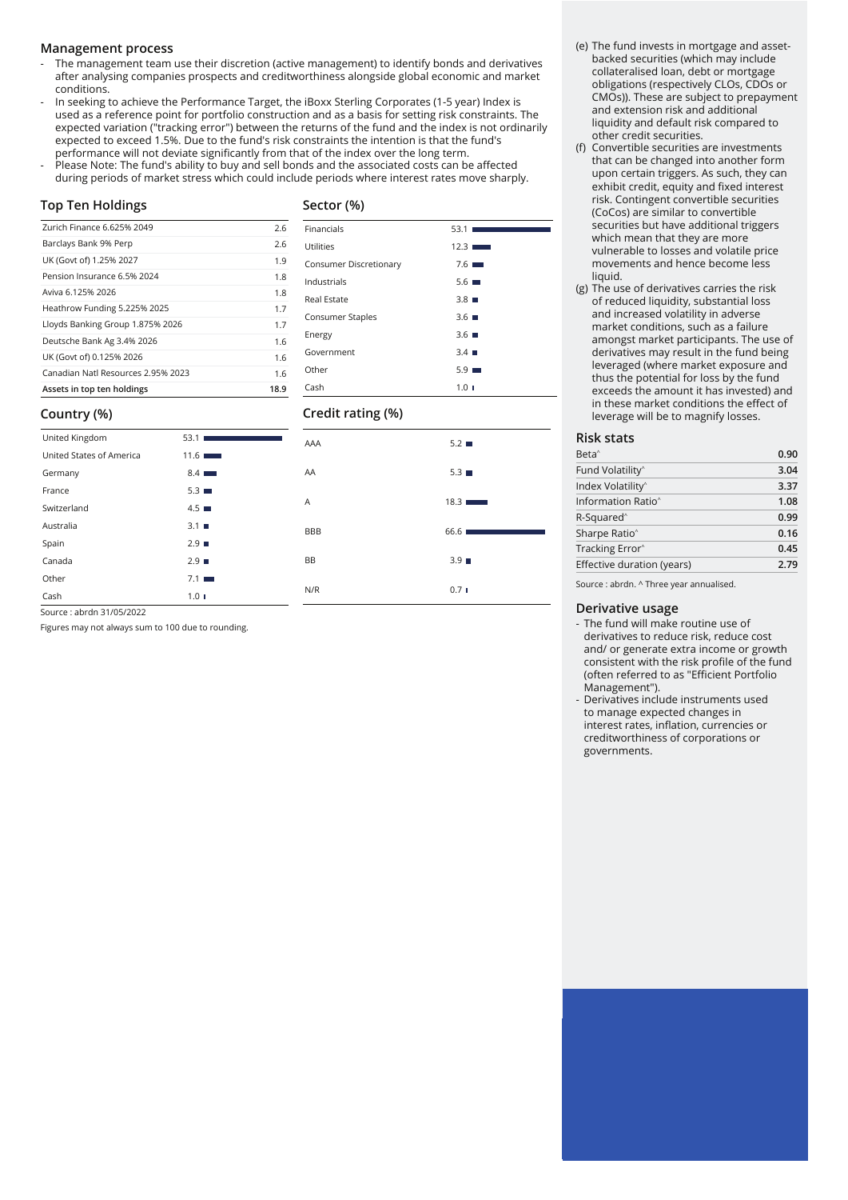## Management process

- The management team use their discretion (active management) to identify bonds and derivatives after analysing companies prospects and creditworthiness alongside global economic and market conditions.
- In seeking to achieve the Performance Target, the iBoxx Sterling Corporates (1-5 year) Index is used as a reference point for portfolio construction and as a basis for setting risk constraints. The expected variation ("tracking error") between the returns of the fund and the index is not ordinarily expected to exceed 1.5%. Due to the fund's risk constraints the intention is that the fund's performance will not deviate significantly from that of the index over the long term.
- Please Note: The fund's ability to buy and sell bonds and the associated costs can be affected during periods of market stress which could include periods where interest rates move sharply.

## Top Ten Holdings

| Holding | % |
|---|---|
| Zurich Finance 6.625% 2049 | 2.6 |
| Barclays Bank 9% Perp | 2.6 |
| UK (Govt of) 1.25% 2027 | 1.9 |
| Pension Insurance 6.5% 2024 | 1.8 |
| Aviva 6.125% 2026 | 1.8 |
| Heathrow Funding 5.225% 2025 | 1.7 |
| Lloyds Banking Group 1.875% 2026 | 1.7 |
| Deutsche Bank Ag 3.4% 2026 | 1.6 |
| UK (Govt of) 0.125% 2026 | 1.6 |
| Canadian Natl Resources 2.95% 2023 | 1.6 |
| **Assets in top ten holdings** | **18.9** |

## Sector (%)

| Sector | % |
|---|---|
| Financials | 53.1 |
| Utilities | 12.3 |
| Consumer Discretionary | 7.6 |
| Industrials | 5.6 |
| Real Estate | 3.8 |
| Consumer Staples | 3.6 |
| Energy | 3.6 |
| Government | 3.4 |
| Other | 5.9 |
| Cash | 1.0 |

## Country (%)

| Country | % |
|---|---|
| United Kingdom | 53.1 |
| United States of America | 11.6 |
| Germany | 8.4 |
| France | 5.3 |
| Switzerland | 4.5 |
| Australia | 3.1 |
| Spain | 2.9 |
| Canada | 2.9 |
| Other | 7.1 |
| Cash | 1.0 |

Source : abrdn 31/05/2022

Figures may not always sum to 100 due to rounding.

## Credit rating (%)

| Rating | % |
|---|---|
| AAA | 5.2 |
| AA | 5.3 |
| A | 18.3 |
| BBB | 66.6 |
| BB | 3.9 |
| N/R | 0.7 |

(e) The fund invests in mortgage and asset-backed securities (which may include collateralised loan, debt or mortgage obligations (respectively CLOs, CDOs or CMOs)). These are subject to prepayment and extension risk and additional liquidity and default risk compared to other credit securities.

(f) Convertible securities are investments that can be changed into another form upon certain triggers. As such, they can exhibit credit, equity and fixed interest risk. Contingent convertible securities (CoCos) are similar to convertible securities but have additional triggers which mean that they are more vulnerable to losses and volatile price movements and hence become less liquid.

(g) The use of derivatives carries the risk of reduced liquidity, substantial loss and increased volatility in adverse market conditions, such as a failure amongst market participants. The use of derivatives may result in the fund being leveraged (where market exposure and thus the potential for loss by the fund exceeds the amount it has invested) and in these market conditions the effect of leverage will be to magnify losses.

## Risk stats

| Statistic | Value |
|---|---|
| Beta^ | **0.90** |
| Fund Volatility^ | **3.04** |
| Index Volatility^ | **3.37** |
| Information Ratio^ | **1.08** |
| R-Squared^ | **0.99** |
| Sharpe Ratio^ | **0.16** |
| Tracking Error^ | **0.45** |
| Effective duration (years) | **2.79** |

Source : abrdn. ^ Three year annualised.

## Derivative usage

- The fund will make routine use of derivatives to reduce risk, reduce cost and/ or generate extra income or growth consistent with the risk profile of the fund (often referred to as "Efficient Portfolio Management").
- Derivatives include instruments used to manage expected changes in interest rates, inflation, currencies or creditworthiness of corporations or governments.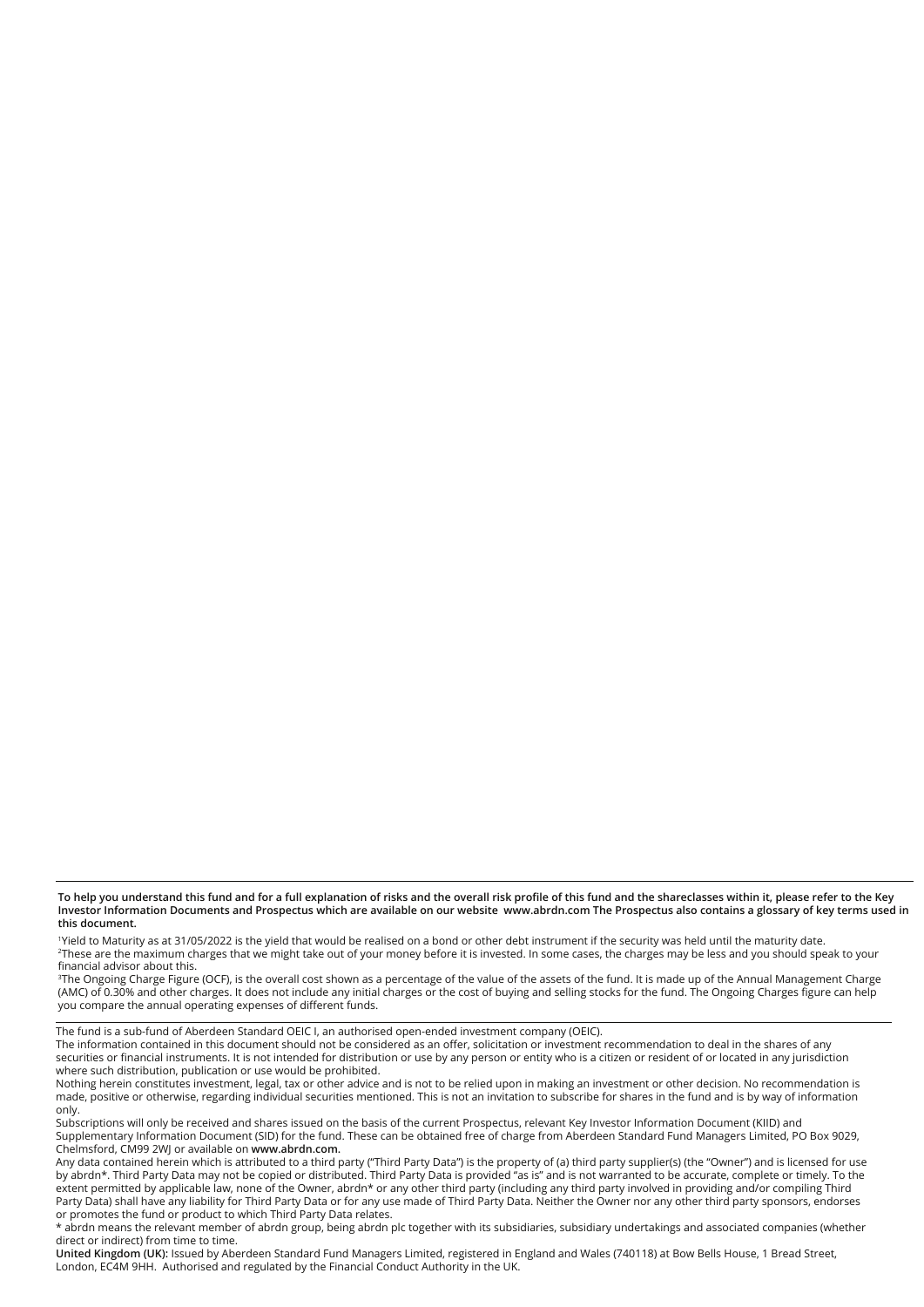**To help you understand this fund and for a full explanation of risks and the overall risk profile of this fund and the shareclasses within it, please refer to the Key Investor Information Documents and Prospectus which are available on our website www.abrdn.com The Prospectus also contains a glossary of key terms used in this document.**

[1]Yield to Maturity as at 31/05/2022 is the yield that would be realised on a bond or other debt instrument if the security was held until the maturity date.
[2]These are the maximum charges that we might take out of your money before it is invested. In some cases, the charges may be less and you should speak to your financial advisor about this.
[3]The Ongoing Charge Figure (OCF), is the overall cost shown as a percentage of the value of the assets of the fund. It is made up of the Annual Management Charge (AMC) of 0.30% and other charges. It does not include any initial charges or the cost of buying and selling stocks for the fund. The Ongoing Charges figure can help you compare the annual operating expenses of different funds.

The fund is a sub-fund of Aberdeen Standard OEIC I, an authorised open-ended investment company (OEIC).
The information contained in this document should not be considered as an offer, solicitation or investment recommendation to deal in the shares of any securities or financial instruments. It is not intended for distribution or use by any person or entity who is a citizen or resident of or located in any jurisdiction where such distribution, publication or use would be prohibited.
Nothing herein constitutes investment, legal, tax or other advice and is not to be relied upon in making an investment or other decision. No recommendation is made, positive or otherwise, regarding individual securities mentioned. This is not an invitation to subscribe for shares in the fund and is by way of information only.
Subscriptions will only be received and shares issued on the basis of the current Prospectus, relevant Key Investor Information Document (KIID) and Supplementary Information Document (SID) for the fund. These can be obtained free of charge from Aberdeen Standard Fund Managers Limited, PO Box 9029, Chelmsford, CM99 2WJ or available on **www.abrdn.com.**
Any data contained herein which is attributed to a third party ("Third Party Data") is the property of (a) third party supplier(s) (the "Owner") and is licensed for use by abrdn*. Third Party Data may not be copied or distributed. Third Party Data is provided "as is" and is not warranted to be accurate, complete or timely. To the extent permitted by applicable law, none of the Owner, abrdn* or any other third party (including any third party involved in providing and/or compiling Third Party Data) shall have any liability for Third Party Data or for any use made of Third Party Data. Neither the Owner nor any other third party sponsors, endorses or promotes the fund or product to which Third Party Data relates.
* abrdn means the relevant member of abrdn group, being abrdn plc together with its subsidiaries, subsidiary undertakings and associated companies (whether direct or indirect) from time to time.
**United Kingdom (UK):** Issued by Aberdeen Standard Fund Managers Limited, registered in England and Wales (740118) at Bow Bells House, 1 Bread Street, London, EC4M 9HH. Authorised and regulated by the Financial Conduct Authority in the UK.